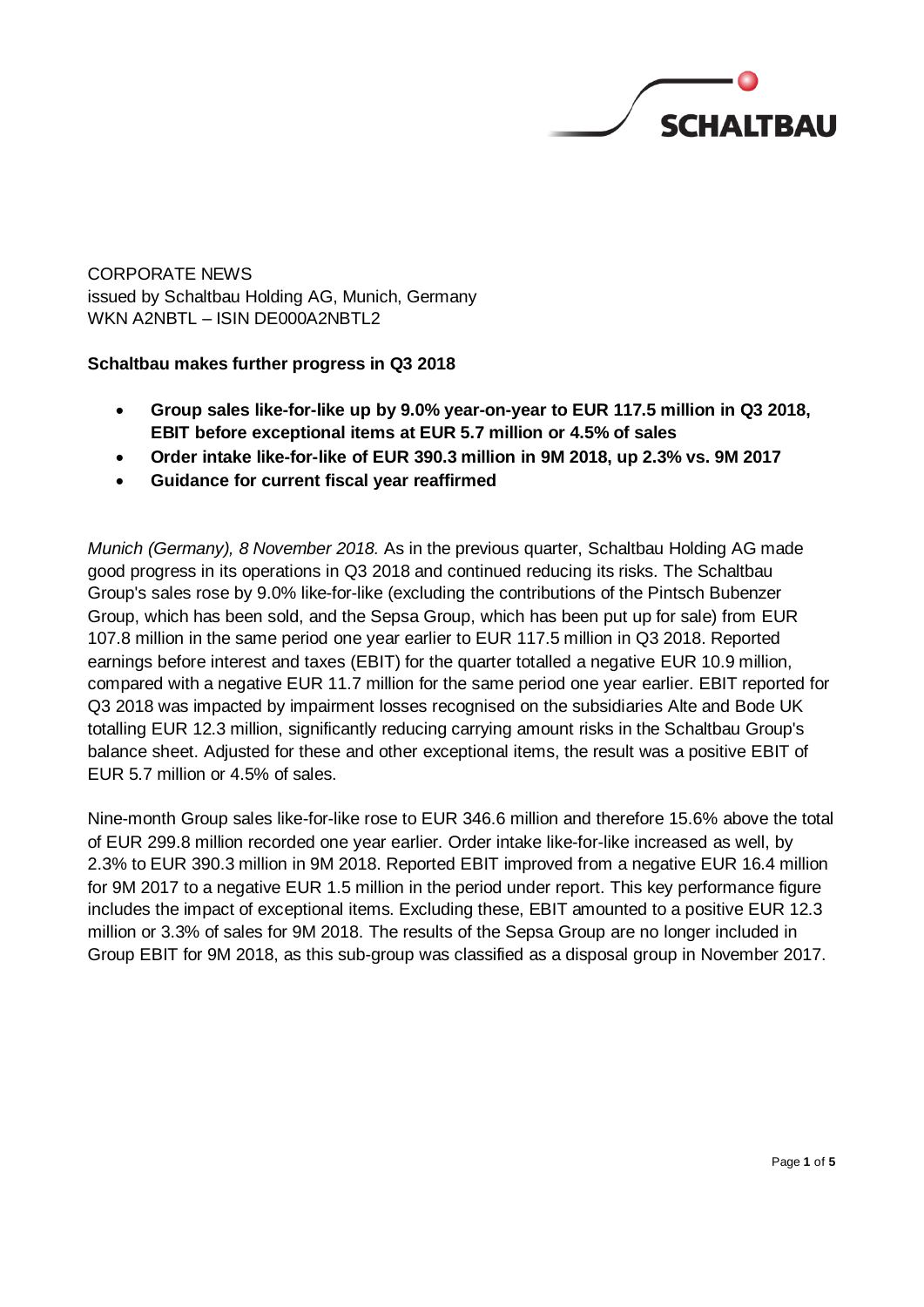CORPORATE NEWS
issued by Schaltbau Holding AG, Munich, Germany
WKN A2NBTL – ISIN DE000A2NBTL2

**Schaltbau makes further progress in Q3 2018**

- **Group sales like-for-like up by 9.0% year-on-year to EUR 117.5 million in Q3 2018, EBIT before exceptional items at EUR 5.7 million or 4.5% of sales**
- **Order intake like-for-like of EUR 390.3 million in 9M 2018, up 2.3% vs. 9M 2017**
- **Guidance for current fiscal year reaffirmed**

*Munich (Germany), 8 November 2018.* As in the previous quarter, Schaltbau Holding AG made good progress in its operations in Q3 2018 and continued reducing its risks. The Schaltbau Group's sales rose by 9.0% like-for-like (excluding the contributions of the Pintsch Bubenzer Group, which has been sold, and the Sepsa Group, which has been put up for sale) from EUR 107.8 million in the same period one year earlier to EUR 117.5 million in Q3 2018. Reported earnings before interest and taxes (EBIT) for the quarter totalled a negative EUR 10.9 million, compared with a negative EUR 11.7 million for the same period one year earlier. EBIT reported for Q3 2018 was impacted by impairment losses recognised on the subsidiaries Alte and Bode UK totalling EUR 12.3 million, significantly reducing carrying amount risks in the Schaltbau Group's balance sheet. Adjusted for these and other exceptional items, the result was a positive EBIT of EUR 5.7 million or 4.5% of sales.

Nine-month Group sales like-for-like rose to EUR 346.6 million and therefore 15.6% above the total of EUR 299.8 million recorded one year earlier. Order intake like-for-like increased as well, by 2.3% to EUR 390.3 million in 9M 2018. Reported EBIT improved from a negative EUR 16.4 million for 9M 2017 to a negative EUR 1.5 million in the period under report. This key performance figure includes the impact of exceptional items. Excluding these, EBIT amounted to a positive EUR 12.3 million or 3.3% of sales for 9M 2018. The results of the Sepsa Group are no longer included in Group EBIT for 9M 2018, as this sub-group was classified as a disposal group in November 2017.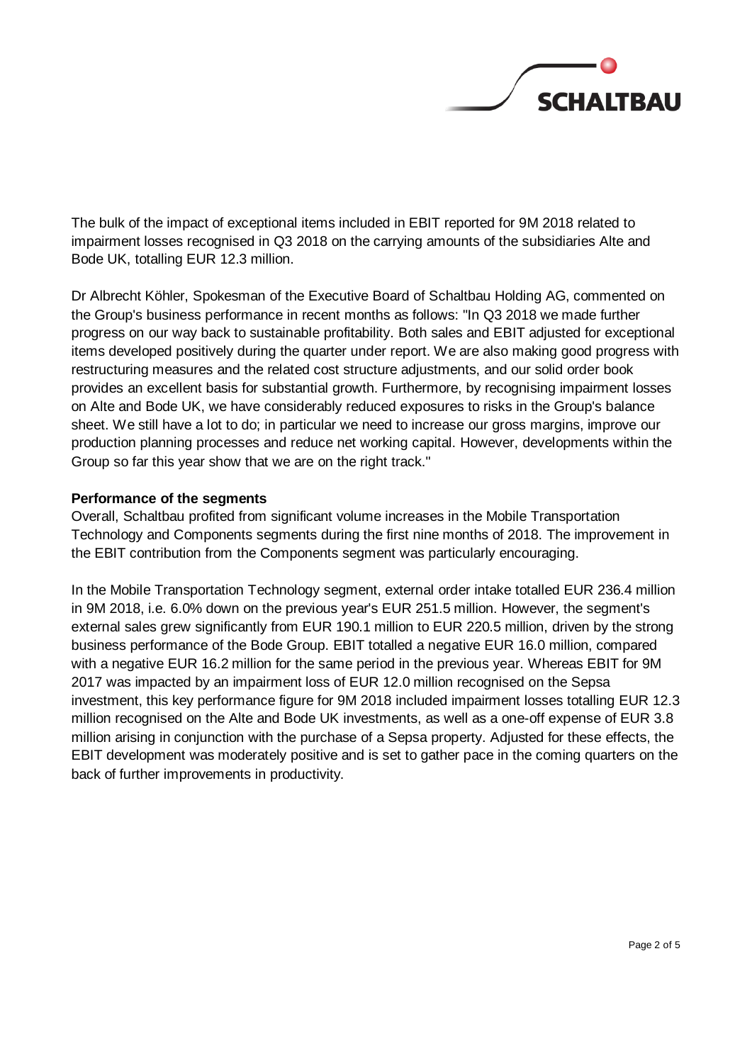The bulk of the impact of exceptional items included in EBIT reported for 9M 2018 related to impairment losses recognised in Q3 2018 on the carrying amounts of the subsidiaries Alte and Bode UK, totalling EUR 12.3 million.

Dr Albrecht Köhler, Spokesman of the Executive Board of Schaltbau Holding AG, commented on the Group's business performance in recent months as follows: "In Q3 2018 we made further progress on our way back to sustainable profitability. Both sales and EBIT adjusted for exceptional items developed positively during the quarter under report. We are also making good progress with restructuring measures and the related cost structure adjustments, and our solid order book provides an excellent basis for substantial growth. Furthermore, by recognising impairment losses on Alte and Bode UK, we have considerably reduced exposures to risks in the Group's balance sheet. We still have a lot to do; in particular we need to increase our gross margins, improve our production planning processes and reduce net working capital. However, developments within the Group so far this year show that we are on the right track."

**Performance of the segments**

Overall, Schaltbau profited from significant volume increases in the Mobile Transportation Technology and Components segments during the first nine months of 2018. The improvement in the EBIT contribution from the Components segment was particularly encouraging.

In the Mobile Transportation Technology segment, external order intake totalled EUR 236.4 million in 9M 2018, i.e. 6.0% down on the previous year's EUR 251.5 million. However, the segment's external sales grew significantly from EUR 190.1 million to EUR 220.5 million, driven by the strong business performance of the Bode Group. EBIT totalled a negative EUR 16.0 million, compared with a negative EUR 16.2 million for the same period in the previous year. Whereas EBIT for 9M 2017 was impacted by an impairment loss of EUR 12.0 million recognised on the Sepsa investment, this key performance figure for 9M 2018 included impairment losses totalling EUR 12.3 million recognised on the Alte and Bode UK investments, as well as a one-off expense of EUR 3.8 million arising in conjunction with the purchase of a Sepsa property. Adjusted for these effects, the EBIT development was moderately positive and is set to gather pace in the coming quarters on the back of further improvements in productivity.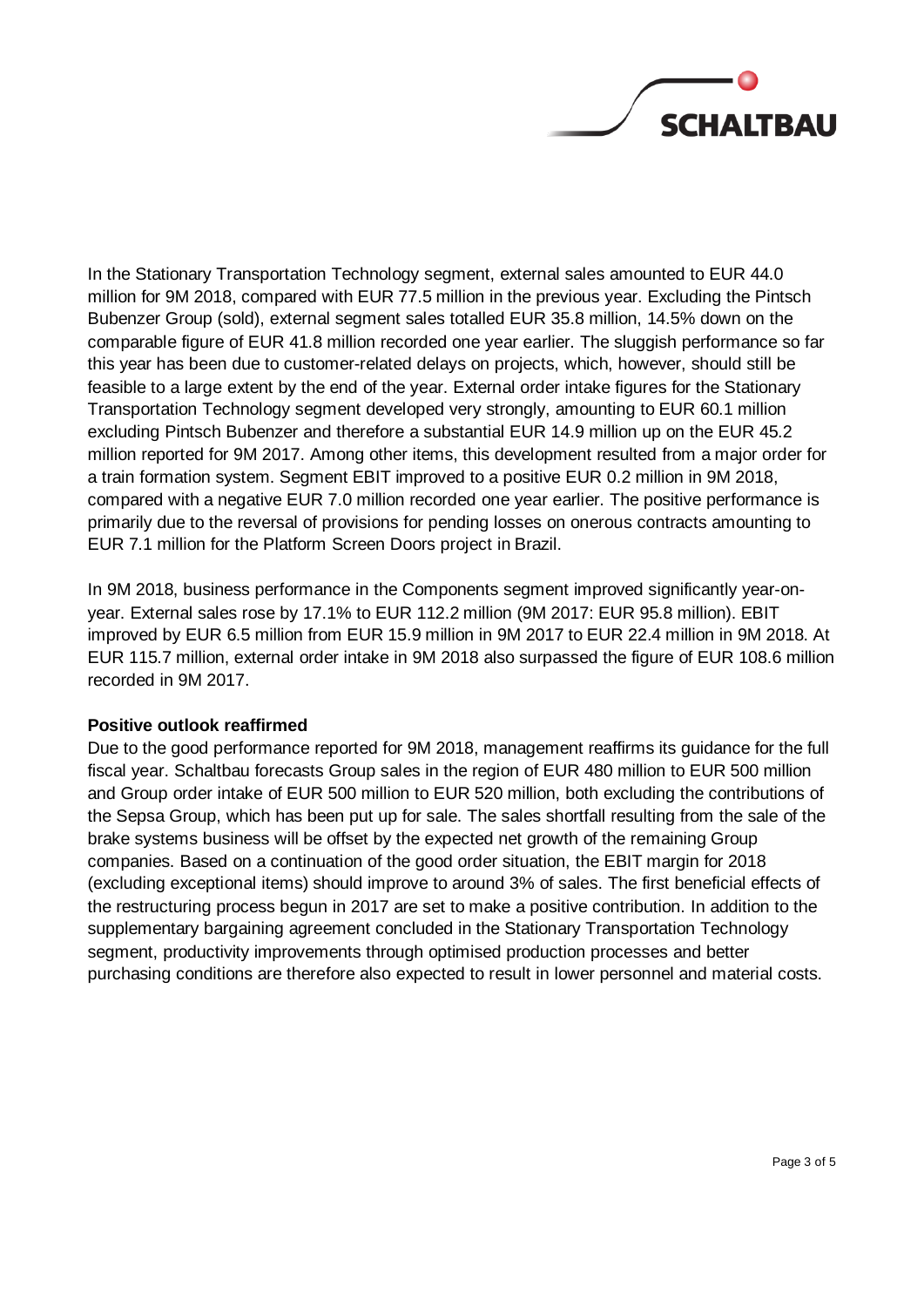In the Stationary Transportation Technology segment, external sales amounted to EUR 44.0 million for 9M 2018, compared with EUR 77.5 million in the previous year. Excluding the Pintsch Bubenzer Group (sold), external segment sales totalled EUR 35.8 million, 14.5% down on the comparable figure of EUR 41.8 million recorded one year earlier. The sluggish performance so far this year has been due to customer-related delays on projects, which, however, should still be feasible to a large extent by the end of the year. External order intake figures for the Stationary Transportation Technology segment developed very strongly, amounting to EUR 60.1 million excluding Pintsch Bubenzer and therefore a substantial EUR 14.9 million up on the EUR 45.2 million reported for 9M 2017. Among other items, this development resulted from a major order for a train formation system. Segment EBIT improved to a positive EUR 0.2 million in 9M 2018, compared with a negative EUR 7.0 million recorded one year earlier. The positive performance is primarily due to the reversal of provisions for pending losses on onerous contracts amounting to EUR 7.1 million for the Platform Screen Doors project in Brazil.

In 9M 2018, business performance in the Components segment improved significantly year-on-year. External sales rose by 17.1% to EUR 112.2 million (9M 2017: EUR 95.8 million). EBIT improved by EUR 6.5 million from EUR 15.9 million in 9M 2017 to EUR 22.4 million in 9M 2018. At EUR 115.7 million, external order intake in 9M 2018 also surpassed the figure of EUR 108.6 million recorded in 9M 2017.

**Positive outlook reaffirmed**

Due to the good performance reported for 9M 2018, management reaffirms its guidance for the full fiscal year. Schaltbau forecasts Group sales in the region of EUR 480 million to EUR 500 million and Group order intake of EUR 500 million to EUR 520 million, both excluding the contributions of the Sepsa Group, which has been put up for sale. The sales shortfall resulting from the sale of the brake systems business will be offset by the expected net growth of the remaining Group companies. Based on a continuation of the good order situation, the EBIT margin for 2018 (excluding exceptional items) should improve to around 3% of sales. The first beneficial effects of the restructuring process begun in 2017 are set to make a positive contribution. In addition to the supplementary bargaining agreement concluded in the Stationary Transportation Technology segment, productivity improvements through optimised production processes and better purchasing conditions are therefore also expected to result in lower personnel and material costs.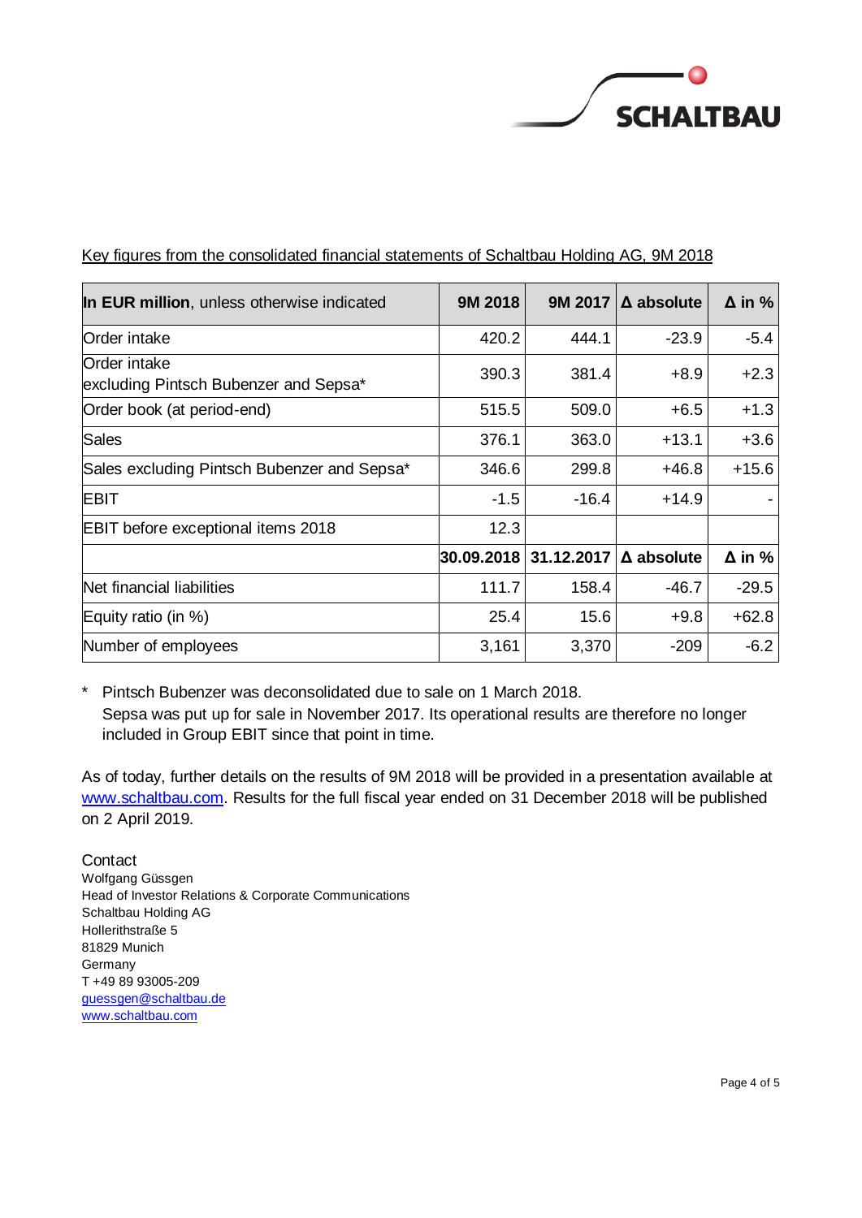Key figures from the consolidated financial statements of Schaltbau Holding AG, 9M 2018

| **In EUR million**, unless otherwise indicated | **9M 2018** | **9M 2017** | **Δ absolute** | **Δ in %** |
|---|---|---|---|---|
| Order intake | 420.2 | 444.1 | -23.9 | -5.4 |
| Order intake excluding Pintsch Bubenzer and Sepsa* | 390.3 | 381.4 | +8.9 | +2.3 |
| Order book (at period-end) | 515.5 | 509.0 | +6.5 | +1.3 |
| Sales | 376.1 | 363.0 | +13.1 | +3.6 |
| Sales excluding Pintsch Bubenzer and Sepsa* | 346.6 | 299.8 | +46.8 | +15.6 |
| EBIT | -1.5 | -16.4 | +14.9 | - |
| EBIT before exceptional items 2018 | 12.3 | | | |
| | **30.09.2018** | **31.12.2017** | **Δ absolute** | **Δ in %** |
| Net financial liabilities | 111.7 | 158.4 | -46.7 | -29.5 |
| Equity ratio (in %) | 25.4 | 15.6 | +9.8 | +62.8 |
| Number of employees | 3,161 | 3,370 | -209 | -6.2 |

\* Pintsch Bubenzer was deconsolidated due to sale on 1 March 2018.
Sepsa was put up for sale in November 2017. Its operational results are therefore no longer included in Group EBIT since that point in time.

As of today, further details on the results of 9M 2018 will be provided in a presentation available at www.schaltbau.com. Results for the full fiscal year ended on 31 December 2018 will be published on 2 April 2019.

Contact
Wolfgang Güssgen
Head of Investor Relations & Corporate Communications
Schaltbau Holding AG
Hollerithstraße 5
81829 Munich
Germany
T +49 89 93005-209
guessgen@schaltbau.de
www.schaltbau.com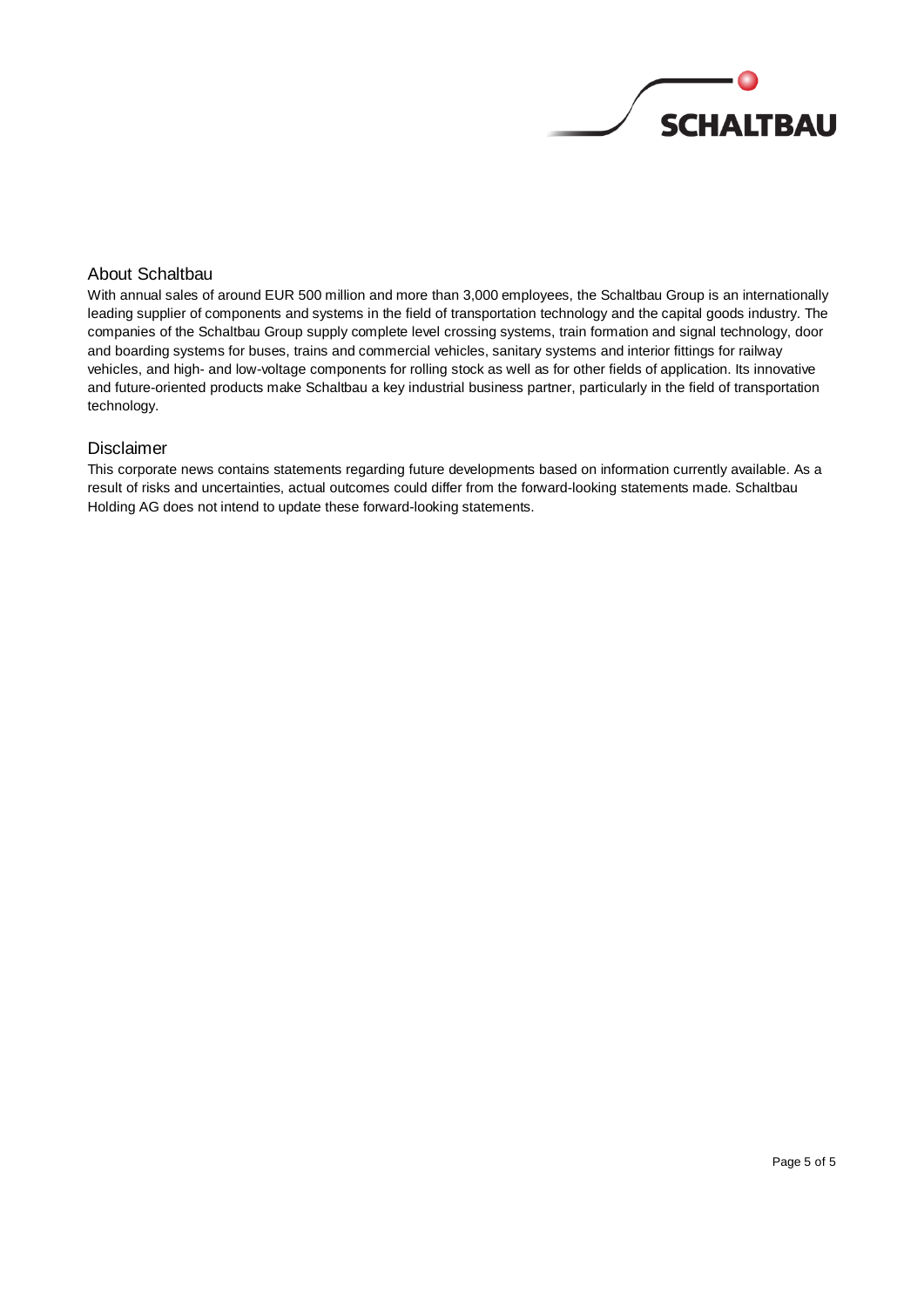## About Schaltbau

With annual sales of around EUR 500 million and more than 3,000 employees, the Schaltbau Group is an internationally leading supplier of components and systems in the field of transportation technology and the capital goods industry. The companies of the Schaltbau Group supply complete level crossing systems, train formation and signal technology, door and boarding systems for buses, trains and commercial vehicles, sanitary systems and interior fittings for railway vehicles, and high- and low-voltage components for rolling stock as well as for other fields of application. Its innovative and future-oriented products make Schaltbau a key industrial business partner, particularly in the field of transportation technology.

## Disclaimer

This corporate news contains statements regarding future developments based on information currently available. As a result of risks and uncertainties, actual outcomes could differ from the forward-looking statements made. Schaltbau Holding AG does not intend to update these forward-looking statements.